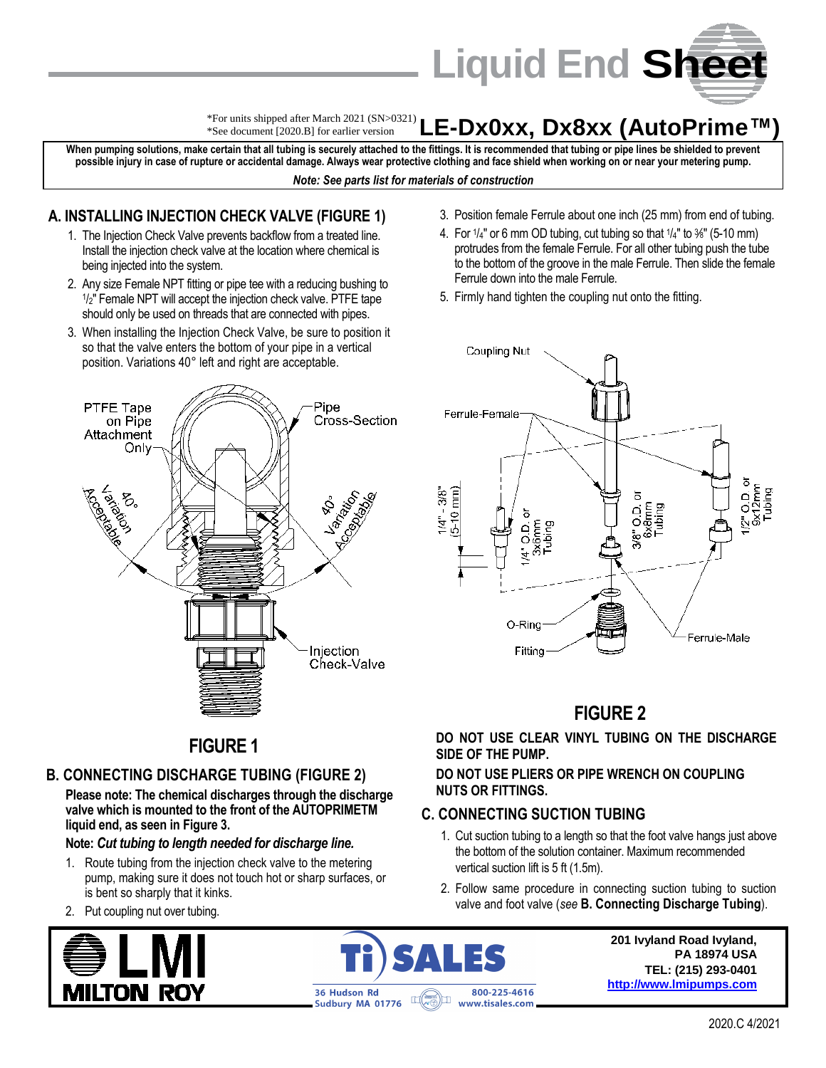# Liquid End Sheet

*For units shipped after March 2021 (SN>0321)
*See document [2020.B] for earlier version

## LE-Dx0xx, Dx8xx (AutoPrime™)

**When pumping solutions, make certain that all tubing is securely attached to the fittings. It is recommended that tubing or pipe lines be shielded to prevent possible injury in case of rupture or accidental damage. Always wear protective clothing and face shield when working on or near your metering pump.**

***Note: See parts list for materials of construction***

## A. INSTALLING INJECTION CHECK VALVE (FIGURE 1)

1. The Injection Check Valve prevents backflow from a treated line. Install the injection check valve at the location where chemical is being injected into the system.
2. Any size Female NPT fitting or pipe tee with a reducing bushing to 1/2" Female NPT will accept the injection check valve. PTFE tape should only be used on threads that are connected with pipes.
3. When installing the Injection Check Valve, be sure to position it so that the valve enters the bottom of your pipe in a vertical position. Variations 40° left and right are acceptable.

PTFE Tape on Pipe Attachment Only — Pipe Cross-Section — 40° Variation Acceptable — 40° Variation Acceptable — Injection Check-Valve

**FIGURE 1**

## B. CONNECTING DISCHARGE TUBING (FIGURE 2)

**Please note: The chemical discharges through the discharge valve which is mounted to the front of the AUTOPRIMETM liquid end, as seen in Figure 3.**

**Note:** ***Cut tubing to length needed for discharge line.***

1. Route tubing from the injection check valve to the metering pump, making sure it does not touch hot or sharp surfaces, or is bent so sharply that it kinks.
2. Put coupling nut over tubing.
3. Position female Ferrule about one inch (25 mm) from end of tubing.
4. For 1/4" or 6 mm OD tubing, cut tubing so that 1/4" to 3/8" (5-10 mm) protrudes from the female Ferrule. For all other tubing push the tube to the bottom of the groove in the male Ferrule. Then slide the female Ferrule down into the male Ferrule.
5. Firmly hand tighten the coupling nut onto the fitting.

Coupling Nut — Ferrule-Female — 1/4" - 3/8" (5-10 mm) — 1/4" O.D. or 3x6mm Tubing — 3/8" O.D. or 6x8mm Tubing — 1/2" O.D. or 9x12mm Tubing — O-Ring — Fitting — Ferrule-Male

**FIGURE 2**

**DO NOT USE CLEAR VINYL TUBING ON THE DISCHARGE SIDE OF THE PUMP.**

**DO NOT USE PLIERS OR PIPE WRENCH ON COUPLING NUTS OR FITTINGS.**

## C. CONNECTING SUCTION TUBING

1. Cut suction tubing to a length so that the foot valve hangs just above the bottom of the solution container. Maximum recommended vertical suction lift is 5 ft (1.5m).
2. Follow same procedure in connecting suction tubing to suction valve and foot valve (*see* **B. Connecting Discharge Tubing**).

LMI MILTON ROY

Ti SALES — 36 Hudson Rd Sudbury MA 01776 — 800-225-4616 — www.tisales.com

**201 Ivyland Road Ivyland, PA 18974 USA**
**TEL: (215) 293-0401**
**http://www.lmipumps.com**

2020.C 4/2021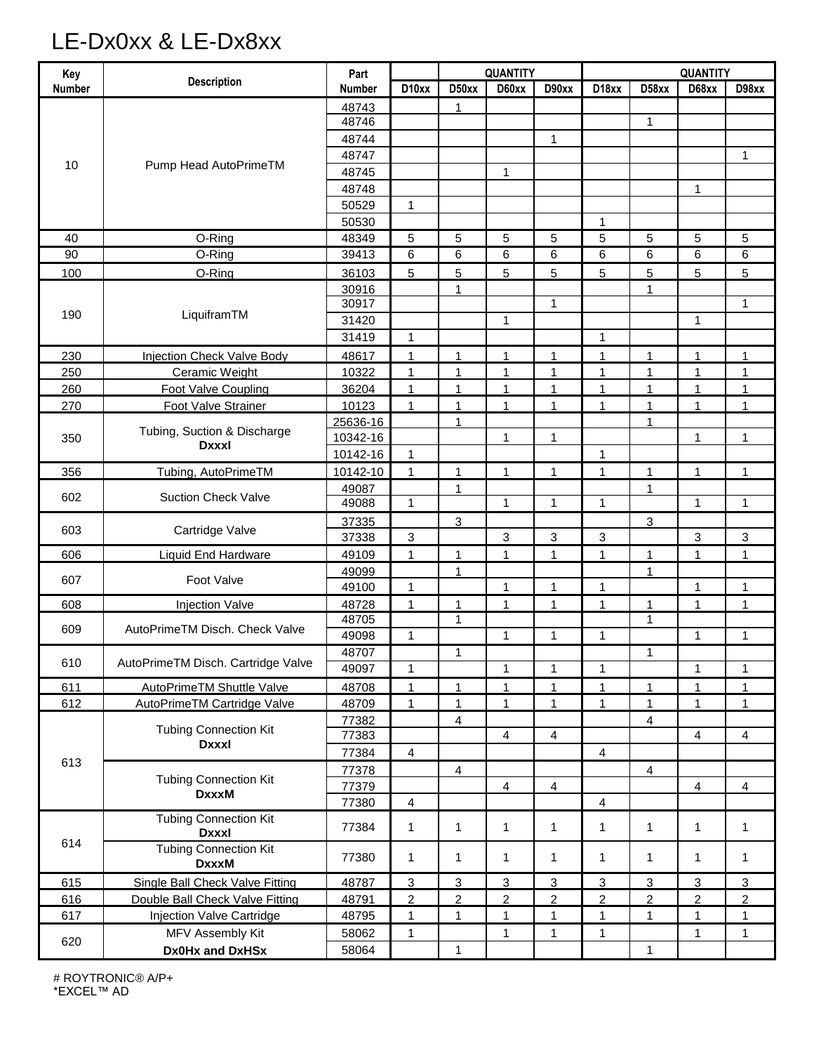# LE-Dx0xx & LE-Dx8xx

| Key Number | Description | Part Number | QUANTITY | | | | QUANTITY | | | |
|---|---|---|---|---|---|---|---|---|---|---|
| | | | D10xx | D50xx | D60xx | D90xx | D18xx | D58xx | D68xx | D98xx |
| 10 | Pump Head AutoPrimeTM | 48743 | | 1 | | | | | | |
| | | 48746 | | | | | | 1 | | |
| | | 48744 | | | | 1 | | | | |
| | | 48747 | | | | | | | | 1 |
| | | 48745 | | | 1 | | | | | |
| | | 48748 | | | | | | | 1 | |
| | | 50529 | 1 | | | | | | | |
| | | 50530 | | | | | 1 | | | |
| 40 | O-Ring | 48349 | 5 | 5 | 5 | 5 | 5 | 5 | 5 | 5 |
| 90 | O-Ring | 39413 | 6 | 6 | 6 | 6 | 6 | 6 | 6 | 6 |
| 100 | O-Ring | 36103 | 5 | 5 | 5 | 5 | 5 | 5 | 5 | 5 |
| 190 | LiquiframTM | 30916 | | 1 | | | | 1 | | |
| | | 30917 | | | | 1 | | | | 1 |
| | | 31420 | | | 1 | | | | 1 | |
| | | 31419 | 1 | | | | 1 | | | |
| 230 | Injection Check Valve Body | 48617 | 1 | 1 | 1 | 1 | 1 | 1 | 1 | 1 |
| 250 | Ceramic Weight | 10322 | 1 | 1 | 1 | 1 | 1 | 1 | 1 | 1 |
| 260 | Foot Valve Coupling | 36204 | 1 | 1 | 1 | 1 | 1 | 1 | 1 | 1 |
| 270 | Foot Valve Strainer | 10123 | 1 | 1 | 1 | 1 | 1 | 1 | 1 | 1 |
| 350 | Tubing, Suction & Discharge **DxxxI** | 25636-16 | | 1 | | | | 1 | | |
| | | 10342-16 | | | 1 | 1 | | | 1 | 1 |
| | | 10142-16 | 1 | | | | 1 | | | |
| 356 | Tubing, AutoPrimeTM | 10142-10 | 1 | 1 | 1 | 1 | 1 | 1 | 1 | 1 |
| 602 | Suction Check Valve | 49087 | | 1 | | | | 1 | | |
| | | 49088 | 1 | | 1 | 1 | 1 | | 1 | 1 |
| 603 | Cartridge Valve | 37335 | | 3 | | | | 3 | | |
| | | 37338 | 3 | | 3 | 3 | 3 | | 3 | 3 |
| 606 | Liquid End Hardware | 49109 | 1 | 1 | 1 | 1 | 1 | 1 | 1 | 1 |
| 607 | Foot Valve | 49099 | | 1 | | | | 1 | | |
| | | 49100 | 1 | | 1 | 1 | 1 | | 1 | 1 |
| 608 | Injection Valve | 48728 | 1 | 1 | 1 | 1 | 1 | 1 | 1 | 1 |
| 609 | AutoPrimeTM Disch. Check Valve | 48705 | | 1 | | | | 1 | | |
| | | 49098 | 1 | | 1 | 1 | 1 | | 1 | 1 |
| 610 | AutoPrimeTM Disch. Cartridge Valve | 48707 | | 1 | | | | 1 | | |
| | | 49097 | 1 | | 1 | 1 | 1 | | 1 | 1 |
| 611 | AutoPrimeTM Shuttle Valve | 48708 | 1 | 1 | 1 | 1 | 1 | 1 | 1 | 1 |
| 612 | AutoPrimeTM Cartridge Valve | 48709 | 1 | 1 | 1 | 1 | 1 | 1 | 1 | 1 |
| 613 | Tubing Connection Kit **DxxxI** | 77382 | | 4 | | | | 4 | | |
| | | 77383 | | | 4 | 4 | | | 4 | 4 |
| | | 77384 | 4 | | | | 4 | | | |
| | Tubing Connection Kit **DxxxM** | 77378 | | 4 | | | | 4 | | |
| | | 77379 | | | 4 | 4 | | | 4 | 4 |
| | | 77380 | 4 | | | | 4 | | | |
| 614 | Tubing Connection Kit **DxxxI** | 77384 | 1 | 1 | 1 | 1 | 1 | 1 | 1 | 1 |
| | Tubing Connection Kit **DxxxM** | 77380 | 1 | 1 | 1 | 1 | 1 | 1 | 1 | 1 |
| 615 | Single Ball Check Valve Fitting | 48787 | 3 | 3 | 3 | 3 | 3 | 3 | 3 | 3 |
| 616 | Double Ball Check Valve Fitting | 48791 | 2 | 2 | 2 | 2 | 2 | 2 | 2 | 2 |
| 617 | Injection Valve Cartridge | 48795 | 1 | 1 | 1 | 1 | 1 | 1 | 1 | 1 |
| 620 | MFV Assembly Kit **Dx0Hx and DxHSx** | 58062 | 1 | | 1 | 1 | 1 | | 1 | 1 |
| | | 58064 | | 1 | | | | 1 | | |

# ROYTRONIC® A/P+
*EXCEL™ AD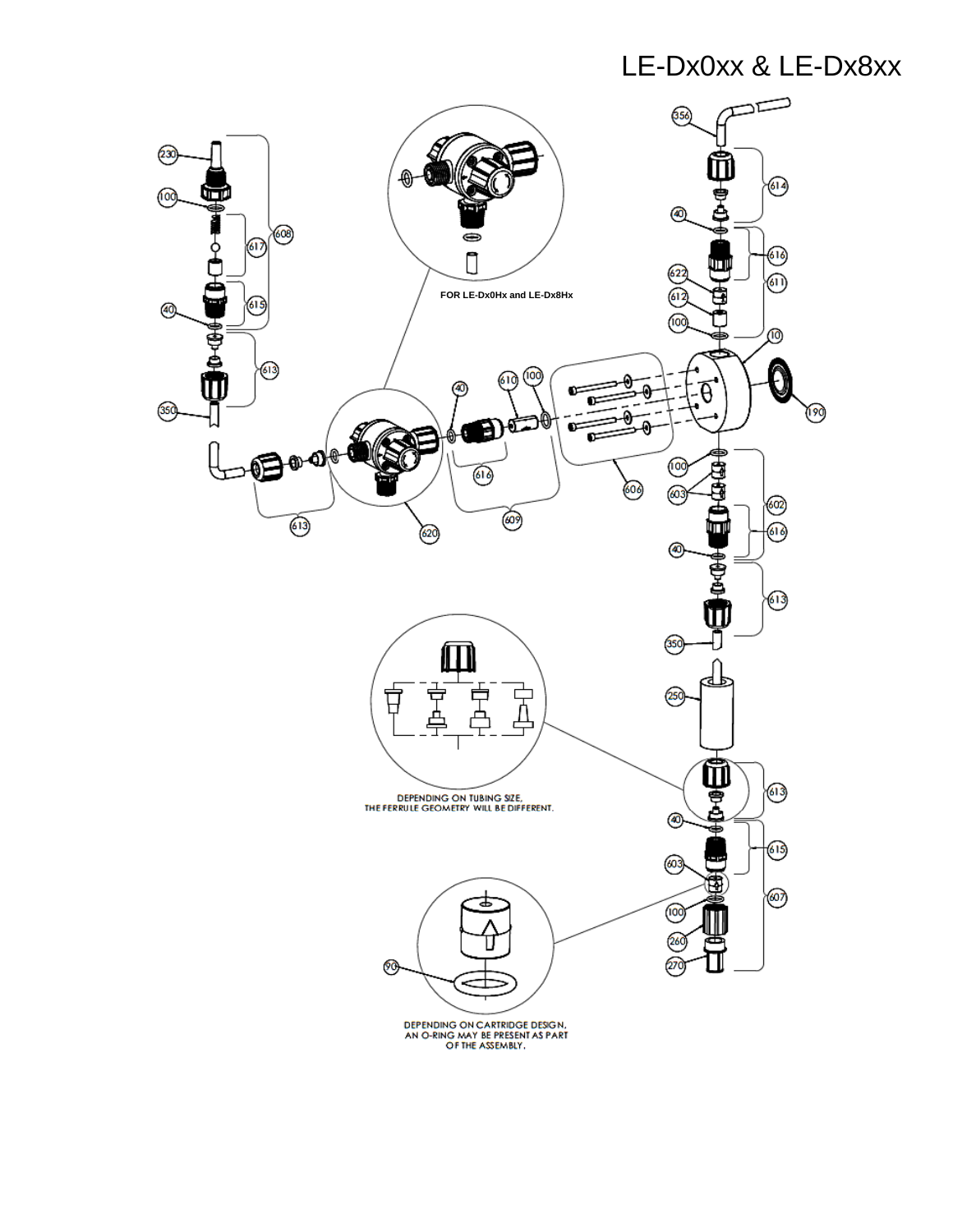# LE-Dx0xx & LE-Dx8xx

FOR LE-Dx0Hx and LE-Dx8Hx

DEPENDING ON TUBING SIZE, THE FERRULE GEOMETRY WILL BE DIFFERENT.

DEPENDING ON CARTRIDGE DESIGN, AN O-RING MAY BE PRESENT AS PART OF THE ASSEMBLY.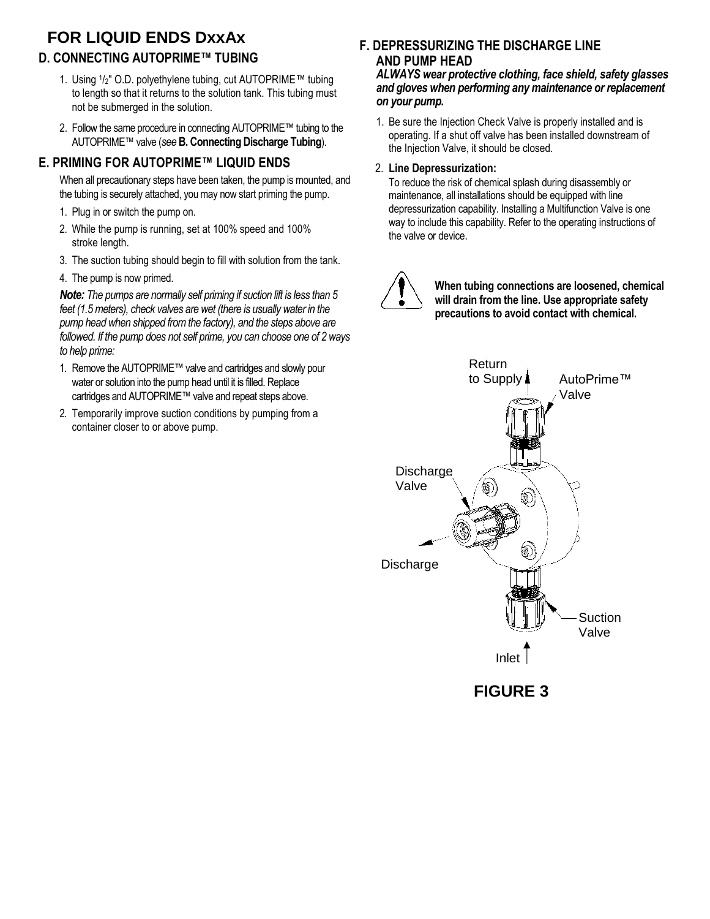# FOR LIQUID ENDS DxxAx

## D. CONNECTING AUTOPRIME™ TUBING

1. Using 1/2" O.D. polyethylene tubing, cut AUTOPRIME™ tubing to length so that it returns to the solution tank. This tubing must not be submerged in the solution.
2. Follow the same procedure in connecting AUTOPRIME™ tubing to the AUTOPRIME™ valve (*see* **B. Connecting Discharge Tubing**).

## E. PRIMING FOR AUTOPRIME™ LIQUID ENDS

When all precautionary steps have been taken, the pump is mounted, and the tubing is securely attached, you may now start priming the pump.

1. Plug in or switch the pump on.
2. While the pump is running, set at 100% speed and 100% stroke length.
3. The suction tubing should begin to fill with solution from the tank.
4. The pump is now primed.

***Note:*** *The pumps are normally self priming if suction lift is less than 5 feet (1.5 meters), check valves are wet (there is usually water in the pump head when shipped from the factory), and the steps above are followed. If the pump does not self prime, you can choose one of 2 ways to help prime:*

1. Remove the AUTOPRIME™ valve and cartridges and slowly pour water or solution into the pump head until it is filled. Replace cartridges and AUTOPRIME™ valve and repeat steps above.
2. Temporarily improve suction conditions by pumping from a container closer to or above pump.

## F. DEPRESSURIZING THE DISCHARGE LINE AND PUMP HEAD

***ALWAYS wear protective clothing, face shield, safety glasses and gloves when performing any maintenance or replacement on your pump.***

1. Be sure the Injection Check Valve is properly installed and is operating. If a shut off valve has been installed downstream of the Injection Valve, it should be closed.
2. **Line Depressurization:**
   To reduce the risk of chemical splash during disassembly or maintenance, all installations should be equipped with line depressurization capability. Installing a Multifunction Valve is one way to include this capability. Refer to the operating instructions of the valve or device.

**When tubing connections are loosened, chemical will drain from the line. Use appropriate safety precautions to avoid contact with chemical.**

Return to Supply | AutoPrime™ Valve | Discharge Valve | Discharge | Suction Valve | Inlet

**FIGURE 3**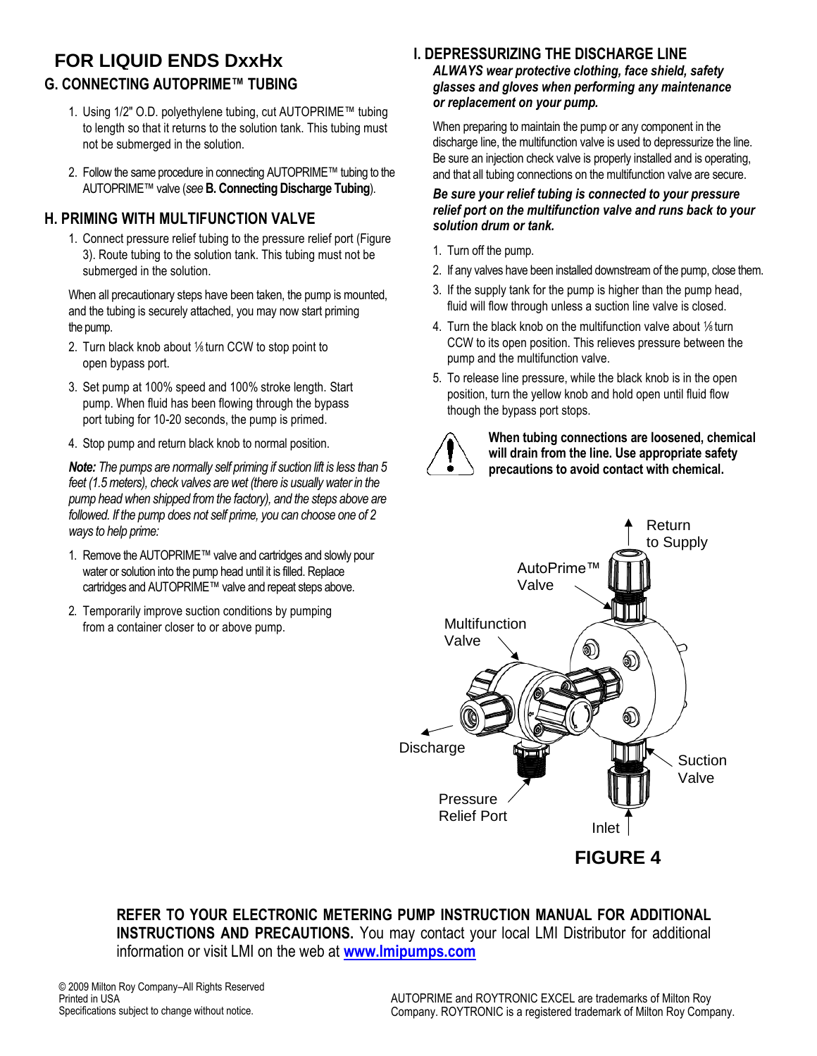# FOR LIQUID ENDS DxxHx

## G. CONNECTING AUTOPRIME™ TUBING

1. Using 1/2" O.D. polyethylene tubing, cut AUTOPRIME™ tubing to length so that it returns to the solution tank. This tubing must not be submerged in the solution.
2. Follow the same procedure in connecting AUTOPRIME™ tubing to the AUTOPRIME™ valve (*see* **B. Connecting Discharge Tubing**).

## H. PRIMING WITH MULTIFUNCTION VALVE

1. Connect pressure relief tubing to the pressure relief port (Figure 3). Route tubing to the solution tank. This tubing must not be submerged in the solution.

When all precautionary steps have been taken, the pump is mounted, and the tubing is securely attached, you may now start priming the pump.

2. Turn black knob about ⅛ turn CCW to stop point to open bypass port.
3. Set pump at 100% speed and 100% stroke length. Start pump. When fluid has been flowing through the bypass port tubing for 10-20 seconds, the pump is primed.
4. Stop pump and return black knob to normal position.

***Note:*** *The pumps are normally self priming if suction lift is less than 5 feet (1.5 meters), check valves are wet (there is usually water in the pump head when shipped from the factory), and the steps above are followed. If the pump does not self prime, you can choose one of 2 ways to help prime:*

1. Remove the AUTOPRIME™ valve and cartridges and slowly pour water or solution into the pump head until it is filled. Replace cartridges and AUTOPRIME™ valve and repeat steps above.
2. Temporarily improve suction conditions by pumping from a container closer to or above pump.

## I. DEPRESSURIZING THE DISCHARGE LINE

***ALWAYS wear protective clothing, face shield, safety glasses and gloves when performing any maintenance or replacement on your pump.***

When preparing to maintain the pump or any component in the discharge line, the multifunction valve is used to depressurize the line. Be sure an injection check valve is properly installed and is operating, and that all tubing connections on the multifunction valve are secure.

***Be sure your relief tubing is connected to your pressure relief port on the multifunction valve and runs back to your solution drum or tank.***

1. Turn off the pump.
2. If any valves have been installed downstream of the pump, close them.
3. If the supply tank for the pump is higher than the pump head, fluid will flow through unless a suction line valve is closed.
4. Turn the black knob on the multifunction valve about ⅛ turn CCW to its open position. This relieves pressure between the pump and the multifunction valve.
5. To release line pressure, while the black knob is in the open position, turn the yellow knob and hold open until fluid flow though the bypass port stops.

**When tubing connections are loosened, chemical will drain from the line. Use appropriate safety precautions to avoid contact with chemical.**

Return to Supply
AutoPrime™ Valve
Multifunction Valve
Discharge
Pressure Relief Port
Suction Valve
Inlet

**FIGURE 4**

**REFER TO YOUR ELECTRONIC METERING PUMP INSTRUCTION MANUAL FOR ADDITIONAL INSTRUCTIONS AND PRECAUTIONS.** You may contact your local LMI Distributor for additional information or visit LMI on the web at **www.lmipumps.com**

© 2009 Milton Roy Company–All Rights Reserved
Printed in USA
Specifications subject to change without notice.

AUTOPRIME and ROYTRONIC EXCEL are trademarks of Milton Roy Company. ROYTRONIC is a registered trademark of Milton Roy Company.